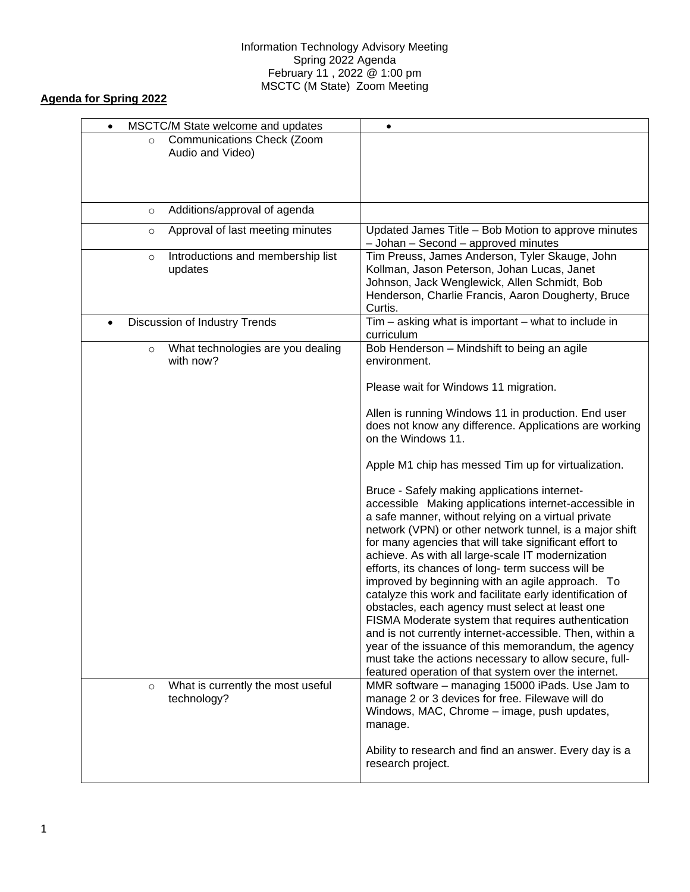Information Technology Advisory Meeting
Spring 2022 Agenda
February 11 , 2022 @ 1:00 pm
MSCTC (M State) Zoom Meeting

**Agenda for Spring 2022**

| • MSCTC/M State welcome and updates | • |
|---|---|
| ○ Communications Check (Zoom Audio and Video) | |
| ○ Additions/approval of agenda | |
| ○ Approval of last meeting minutes | Updated James Title – Bob Motion to approve minutes – Johan – Second – approved minutes |
| ○ Introductions and membership list updates | Tim Preuss, James Anderson, Tyler Skauge, John Kollman, Jason Peterson, Johan Lucas, Janet Johnson, Jack Wenglewick, Allen Schmidt, Bob Henderson, Charlie Francis, Aaron Dougherty, Bruce Curtis. |
| • Discussion of Industry Trends | Tim – asking what is important – what to include in curriculum |
| ○ What technologies are you dealing with now? | Bob Henderson – Mindshift to being an agile environment.<br><br>Please wait for Windows 11 migration.<br><br>Allen is running Windows 11 in production. End user does not know any difference. Applications are working on the Windows 11.<br><br>Apple M1 chip has messed Tim up for virtualization.<br><br>Bruce - Safely making applications internet-accessible Making applications internet-accessible in a safe manner, without relying on a virtual private network (VPN) or other network tunnel, is a major shift for many agencies that will take significant effort to achieve. As with all large-scale IT modernization efforts, its chances of long- term success will be improved by beginning with an agile approach. To catalyze this work and facilitate early identification of obstacles, each agency must select at least one FISMA Moderate system that requires authentication and is not currently internet-accessible. Then, within a year of the issuance of this memorandum, the agency must take the actions necessary to allow secure, full-featured operation of that system over the internet. |
| ○ What is currently the most useful technology? | MMR software – managing 15000 iPads. Use Jam to manage 2 or 3 devices for free. Filewave will do Windows, MAC, Chrome – image, push updates, manage.<br><br>Ability to research and find an answer. Every day is a research project. |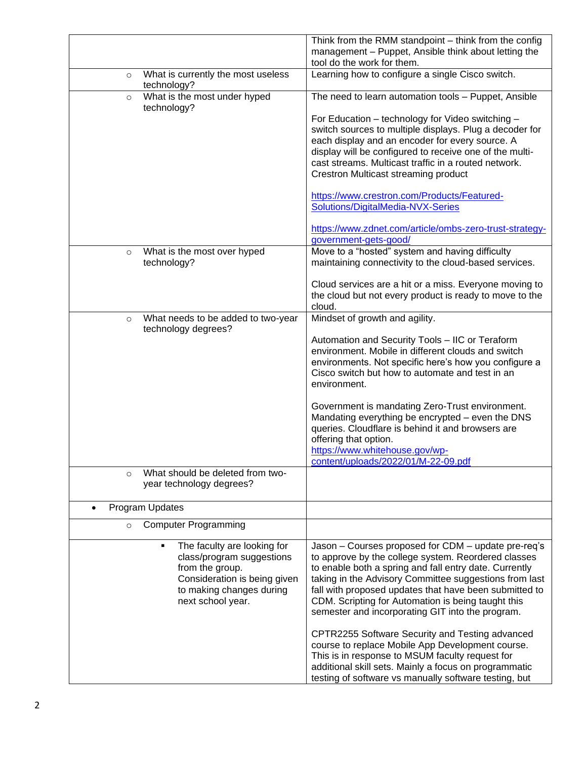| | |
|---|---|
| | Think from the RMM standpoint – think from the config management – Puppet, Ansible think about letting the tool do the work for them. |
| ○ What is currently the most useless technology? | Learning how to configure a single Cisco switch. |
| ○ What is the most under hyped technology? | The need to learn automation tools – Puppet, Ansible<br><br>For Education – technology for Video switching – switch sources to multiple displays. Plug a decoder for each display and an encoder for every source. A display will be configured to receive one of the multi-cast streams. Multicast traffic in a routed network. Crestron Multicast streaming product<br><br>[https://www.crestron.com/Products/Featured-Solutions/DigitalMedia-NVX-Series](https://www.crestron.com/Products/Featured-Solutions/DigitalMedia-NVX-Series)<br><br>[https://www.zdnet.com/article/ombs-zero-trust-strategy-government-gets-good/](https://www.zdnet.com/article/ombs-zero-trust-strategy-government-gets-good/) |
| ○ What is the most over hyped technology? | Move to a "hosted" system and having difficulty maintaining connectivity to the cloud-based services.<br><br>Cloud services are a hit or a miss. Everyone moving to the cloud but not every product is ready to move to the cloud. |
| ○ What needs to be added to two-year technology degrees? | Mindset of growth and agility.<br><br>Automation and Security Tools – IIC or Teraform environment. Mobile in different clouds and switch environments. Not specific here's how you configure a Cisco switch but how to automate and test in an environment.<br><br>Government is mandating Zero-Trust environment. Mandating everything be encrypted – even the DNS queries. Cloudflare is behind it and browsers are offering that option.<br>[https://www.whitehouse.gov/wp-content/uploads/2022/01/M-22-09.pdf](https://www.whitehouse.gov/wp-content/uploads/2022/01/M-22-09.pdf) |
| ○ What should be deleted from two-year technology degrees? | |
| • Program Updates | |
| ○ Computer Programming | |
| ▪ The faculty are looking for class/program suggestions from the group. Consideration is being given to making changes during next school year. | Jason – Courses proposed for CDM – update pre-req's to approve by the college system. Reordered classes to enable both a spring and fall entry date. Currently taking in the Advisory Committee suggestions from last fall with proposed updates that have been submitted to CDM. Scripting for Automation is being taught this semester and incorporating GIT into the program.<br><br>CPTR2255 Software Security and Testing advanced course to replace Mobile App Development course. This is in response to MSUM faculty request for additional skill sets. Mainly a focus on programmatic testing of software vs manually software testing, but |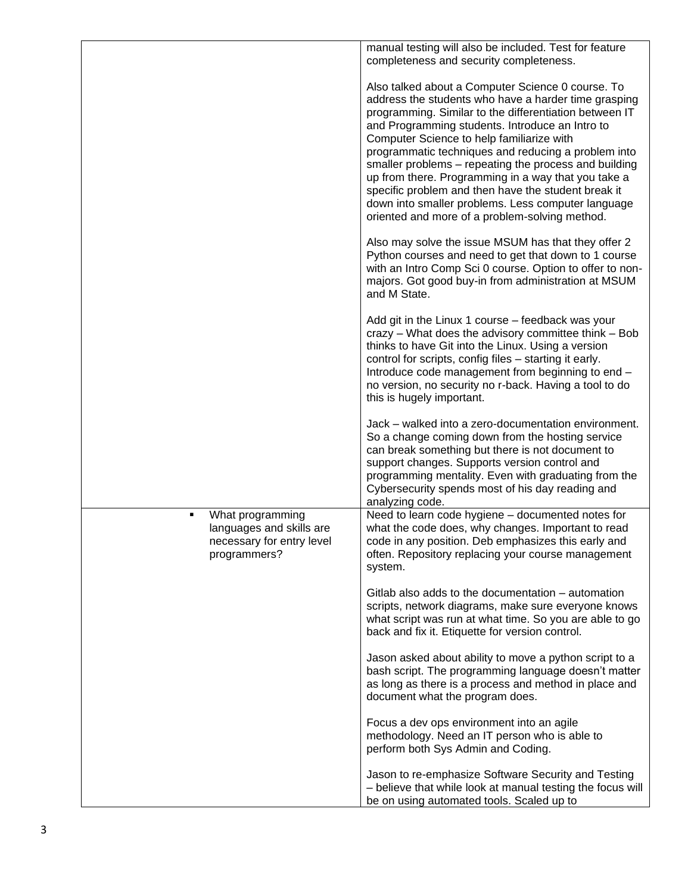| | |
|---|---|
| | manual testing will also be included. Test for feature completeness and security completeness.<br><br>Also talked about a Computer Science 0 course. To address the students who have a harder time grasping programming. Similar to the differentiation between IT and Programming students. Introduce an Intro to Computer Science to help familiarize with programmatic techniques and reducing a problem into smaller problems – repeating the process and building up from there. Programming in a way that you take a specific problem and then have the student break it down into smaller problems. Less computer language oriented and more of a problem-solving method.<br><br>Also may solve the issue MSUM has that they offer 2 Python courses and need to get that down to 1 course with an Intro Comp Sci 0 course. Option to offer to non-majors. Got good buy-in from administration at MSUM and M State.<br><br>Add git in the Linux 1 course – feedback was your crazy – What does the advisory committee think – Bob thinks to have Git into the Linux. Using a version control for scripts, config files – starting it early. Introduce code management from beginning to end – no version, no security no r-back. Having a tool to do this is hugely important.<br><br>Jack – walked into a zero-documentation environment. So a change coming down from the hosting service can break something but there is not document to support changes. Supports version control and programming mentality. Even with graduating from the Cybersecurity spends most of his day reading and analyzing code. |
| ▪ What programming languages and skills are necessary for entry level programmers? | Need to learn code hygiene – documented notes for what the code does, why changes. Important to read code in any position. Deb emphasizes this early and often. Repository replacing your course management system.<br><br>Gitlab also adds to the documentation – automation scripts, network diagrams, make sure everyone knows what script was run at what time. So you are able to go back and fix it. Etiquette for version control.<br><br>Jason asked about ability to move a python script to a bash script. The programming language doesn't matter as long as there is a process and method in place and document what the program does.<br><br>Focus a dev ops environment into an agile methodology. Need an IT person who is able to perform both Sys Admin and Coding.<br><br>Jason to re-emphasize Software Security and Testing – believe that while look at manual testing the focus will be on using automated tools. Scaled up to |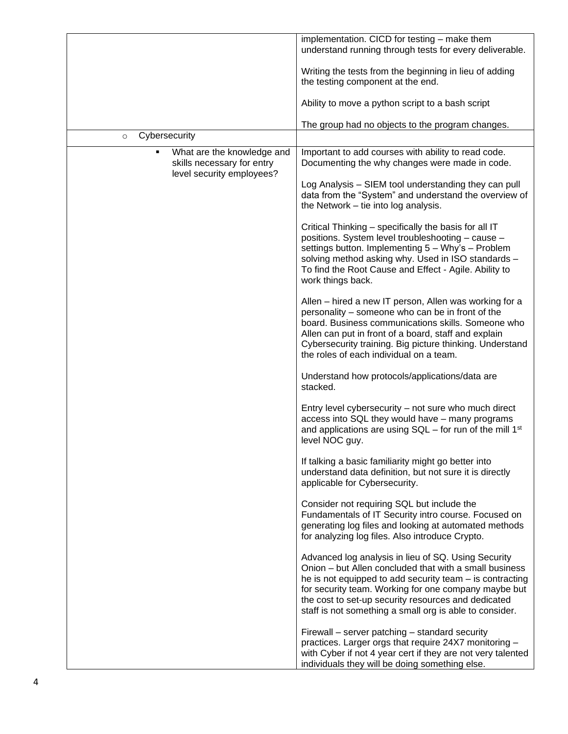| | |
|---|---|
| | implementation. CICD for testing – make them understand running through tests for every deliverable.<br><br>Writing the tests from the beginning in lieu of adding the testing component at the end.<br><br>Ability to move a python script to a bash script<br><br>The group had no objects to the program changes. |
| ○ Cybersecurity | |
| ▪ What are the knowledge and skills necessary for entry level security employees? | Important to add courses with ability to read code. Documenting the why changes were made in code.<br><br>Log Analysis – SIEM tool understanding they can pull data from the "System" and understand the overview of the Network – tie into log analysis.<br><br>Critical Thinking – specifically the basis for all IT positions. System level troubleshooting – cause – settings button. Implementing 5 – Why's – Problem solving method asking why. Used in ISO standards – To find the Root Cause and Effect - Agile. Ability to work things back.<br><br>Allen – hired a new IT person, Allen was working for a personality – someone who can be in front of the board. Business communications skills. Someone who Allen can put in front of a board, staff and explain Cybersecurity training. Big picture thinking. Understand the roles of each individual on a team.<br><br>Understand how protocols/applications/data are stacked.<br><br>Entry level cybersecurity – not sure who much direct access into SQL they would have – many programs and applications are using SQL – for run of the mill 1st level NOC guy.<br><br>If talking a basic familiarity might go better into understand data definition, but not sure it is directly applicable for Cybersecurity.<br><br>Consider not requiring SQL but include the Fundamentals of IT Security intro course. Focused on generating log files and looking at automated methods for analyzing log files. Also introduce Crypto.<br><br>Advanced log analysis in lieu of SQ. Using Security Onion – but Allen concluded that with a small business he is not equipped to add security team – is contracting for security team. Working for one company maybe but the cost to set-up security resources and dedicated staff is not something a small org is able to consider.<br><br>Firewall – server patching – standard security practices. Larger orgs that require 24X7 monitoring – with Cyber if not 4 year cert if they are not very talented individuals they will be doing something else. |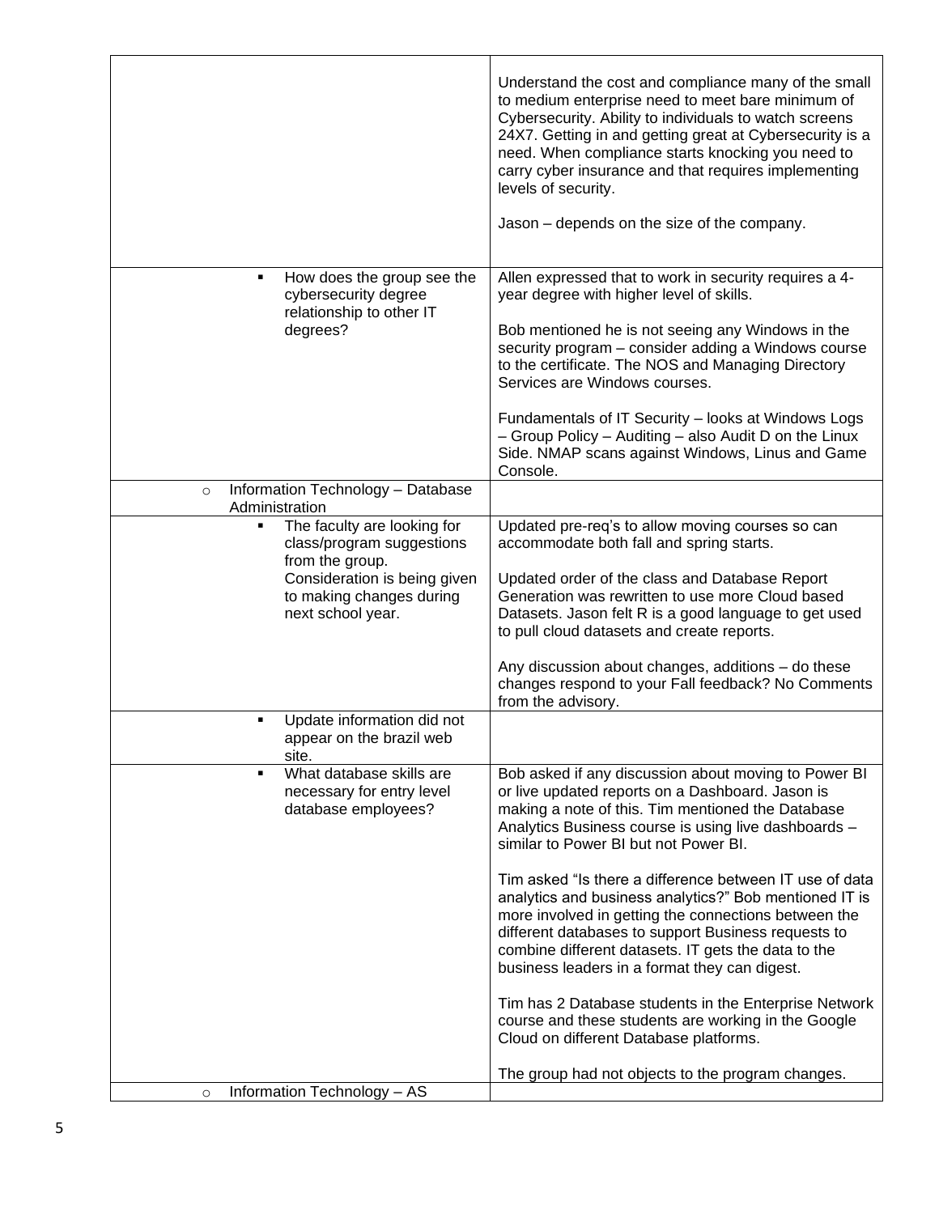| | |
|---|---|
| | Understand the cost and compliance many of the small to medium enterprise need to meet bare minimum of Cybersecurity. Ability to individuals to watch screens 24X7. Getting in and getting great at Cybersecurity is a need. When compliance starts knocking you need to carry cyber insurance and that requires implementing levels of security.<br><br>Jason – depends on the size of the company. |
| ▪ How does the group see the cybersecurity degree relationship to other IT degrees? | Allen expressed that to work in security requires a 4-year degree with higher level of skills.<br><br>Bob mentioned he is not seeing any Windows in the security program – consider adding a Windows course to the certificate. The NOS and Managing Directory Services are Windows courses.<br><br>Fundamentals of IT Security – looks at Windows Logs – Group Policy – Auditing – also Audit D on the Linux Side. NMAP scans against Windows, Linus and Game Console. |
| ○ Information Technology – Database Administration | |
| ▪ The faculty are looking for class/program suggestions from the group. Consideration is being given to making changes during next school year. | Updated pre-req's to allow moving courses so can accommodate both fall and spring starts.<br><br>Updated order of the class and Database Report Generation was rewritten to use more Cloud based Datasets. Jason felt R is a good language to get used to pull cloud datasets and create reports.<br><br>Any discussion about changes, additions – do these changes respond to your Fall feedback? No Comments from the advisory. |
| ▪ Update information did not appear on the brazil web site. | |
| ▪ What database skills are necessary for entry level database employees? | Bob asked if any discussion about moving to Power BI or live updated reports on a Dashboard. Jason is making a note of this. Tim mentioned the Database Analytics Business course is using live dashboards – similar to Power BI but not Power BI.<br><br>Tim asked "Is there a difference between IT use of data analytics and business analytics?" Bob mentioned IT is more involved in getting the connections between the different databases to support Business requests to combine different datasets. IT gets the data to the business leaders in a format they can digest.<br><br>Tim has 2 Database students in the Enterprise Network course and these students are working in the Google Cloud on different Database platforms.<br><br>The group had not objects to the program changes. |
| ○ Information Technology – AS | |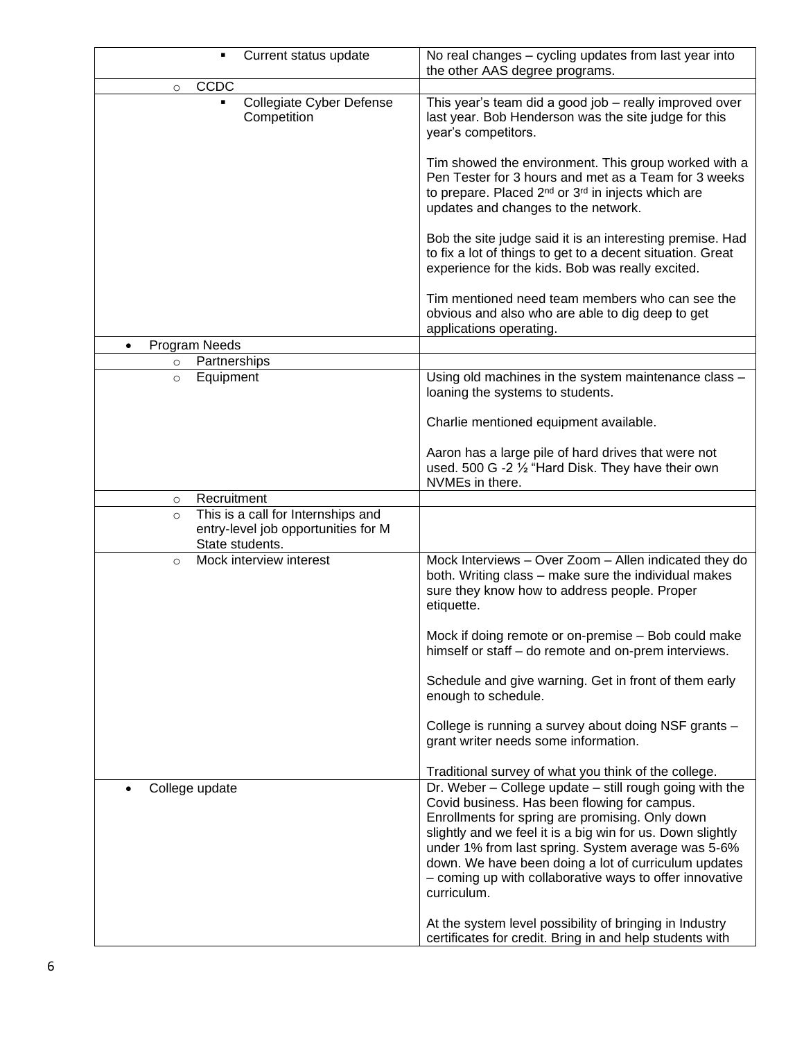| | |
|---|---|
| ▪ Current status update | No real changes – cycling updates from last year into the other AAS degree programs. |
| ○ CCDC | |
| ▪ Collegiate Cyber Defense Competition | This year's team did a good job – really improved over last year. Bob Henderson was the site judge for this year's competitors.<br><br>Tim showed the environment. This group worked with a Pen Tester for 3 hours and met as a Team for 3 weeks to prepare. Placed 2nd or 3rd in injects which are updates and changes to the network.<br><br>Bob the site judge said it is an interesting premise. Had to fix a lot of things to get to a decent situation. Great experience for the kids. Bob was really excited.<br><br>Tim mentioned need team members who can see the obvious and also who are able to dig deep to get applications operating. |
| • Program Needs | |
| ○ Partnerships | |
| ○ Equipment | Using old machines in the system maintenance class – loaning the systems to students.<br><br>Charlie mentioned equipment available.<br><br>Aaron has a large pile of hard drives that were not used. 500 G -2 ½ "Hard Disk. They have their own NVMEs in there. |
| ○ Recruitment | |
| ○ This is a call for Internships and entry-level job opportunities for M State students. | |
| ○ Mock interview interest | Mock Interviews – Over Zoom – Allen indicated they do both. Writing class – make sure the individual makes sure they know how to address people. Proper etiquette.<br><br>Mock if doing remote or on-premise – Bob could make himself or staff – do remote and on-prem interviews.<br><br>Schedule and give warning. Get in front of them early enough to schedule.<br><br>College is running a survey about doing NSF grants – grant writer needs some information.<br><br>Traditional survey of what you think of the college. |
| • College update | Dr. Weber – College update – still rough going with the Covid business. Has been flowing for campus. Enrollments for spring are promising. Only down slightly and we feel it is a big win for us. Down slightly under 1% from last spring. System average was 5-6% down. We have been doing a lot of curriculum updates – coming up with collaborative ways to offer innovative curriculum.<br><br>At the system level possibility of bringing in Industry certificates for credit. Bring in and help students with |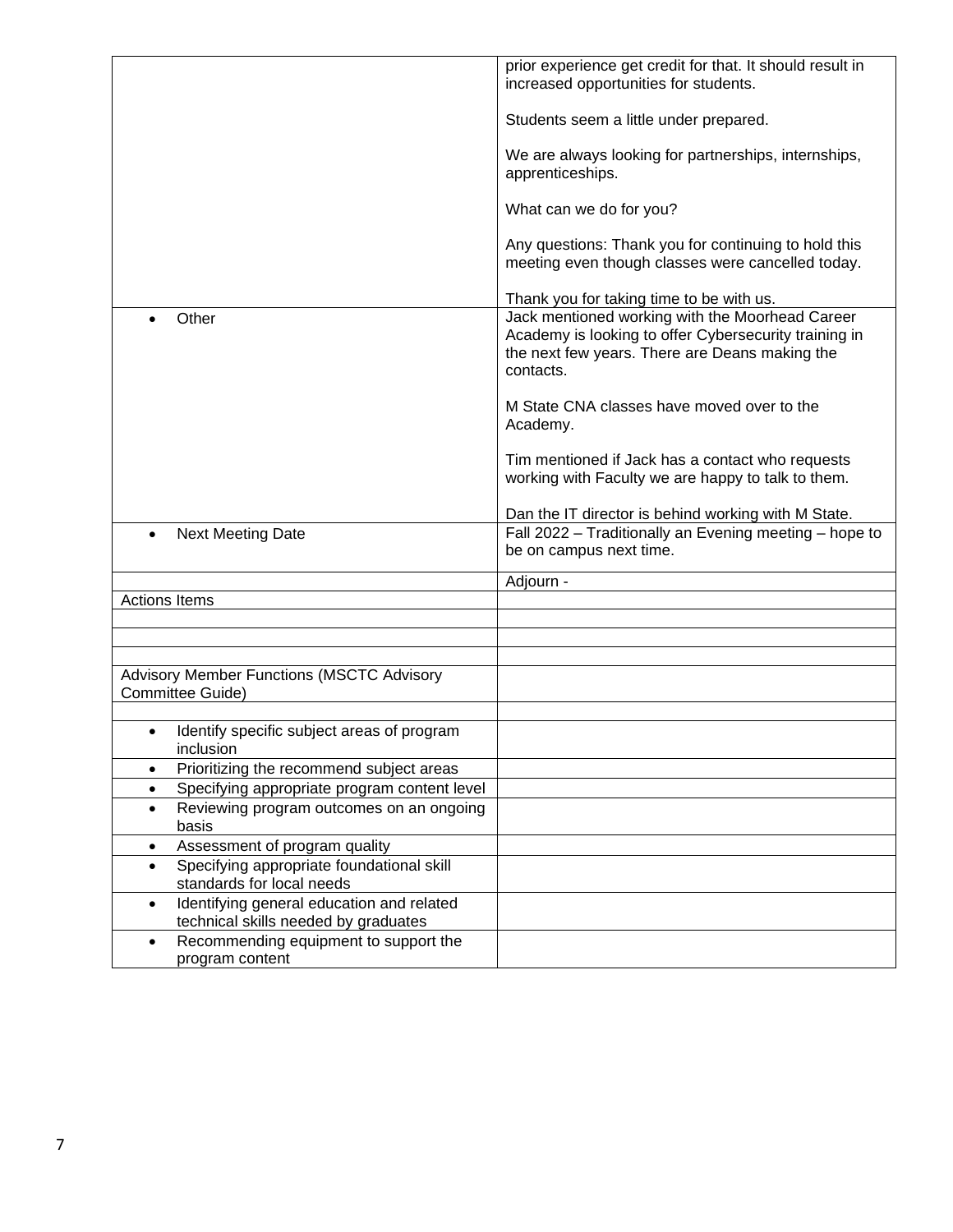| | |
|---|---|
| | prior experience get credit for that. It should result in increased opportunities for students.<br><br>Students seem a little under prepared.<br><br>We are always looking for partnerships, internships, apprenticeships.<br><br>What can we do for you?<br><br>Any questions: Thank you for continuing to hold this meeting even though classes were cancelled today.<br><br>Thank you for taking time to be with us. |
| • Other | Jack mentioned working with the Moorhead Career Academy is looking to offer Cybersecurity training in the next few years. There are Deans making the contacts.<br><br>M State CNA classes have moved over to the Academy.<br><br>Tim mentioned if Jack has a contact who requests working with Faculty we are happy to talk to them.<br><br>Dan the IT director is behind working with M State. |
| • Next Meeting Date | Fall 2022 – Traditionally an Evening meeting – hope to be on campus next time. |
| | Adjourn - |
| Actions Items | |
| | |
| | |
| | |
| Advisory Member Functions (MSCTC Advisory Committee Guide) | |
| | |
| • Identify specific subject areas of program inclusion | |
| • Prioritizing the recommend subject areas | |
| • Specifying appropriate program content level | |
| • Reviewing program outcomes on an ongoing basis | |
| • Assessment of program quality | |
| • Specifying appropriate foundational skill standards for local needs | |
| • Identifying general education and related technical skills needed by graduates | |
| • Recommending equipment to support the program content | |